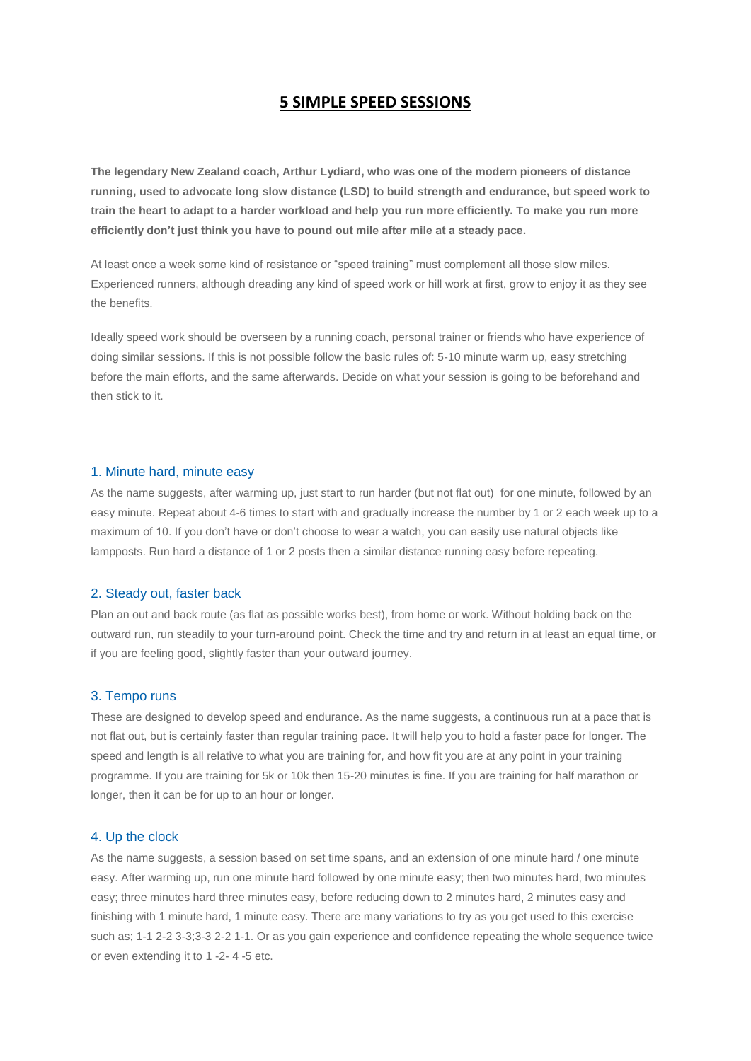# 5 SIMPLE SPEED SESSIONS

**The legendary New Zealand coach, Arthur Lydiard, who was one of the modern pioneers of distance running, used to advocate long slow distance (LSD) to build strength and endurance, but speed work to train the heart to adapt to a harder workload and help you run more efficiently. To make you run more efficiently don't just think you have to pound out mile after mile at a steady pace.**

At least once a week some kind of resistance or "speed training" must complement all those slow miles. Experienced runners, although dreading any kind of speed work or hill work at first, grow to enjoy it as they see the benefits.

Ideally speed work should be overseen by a running coach, personal trainer or friends who have experience of doing similar sessions. If this is not possible follow the basic rules of: 5-10 minute warm up, easy stretching before the main efforts, and the same afterwards. Decide on what your session is going to be beforehand and then stick to it.

## 1. Minute hard, minute easy

As the name suggests, after warming up, just start to run harder (but not flat out) for one minute, followed by an easy minute. Repeat about 4-6 times to start with and gradually increase the number by 1 or 2 each week up to a maximum of 10. If you don't have or don't choose to wear a watch, you can easily use natural objects like lampposts. Run hard a distance of 1 or 2 posts then a similar distance running easy before repeating.

## 2. Steady out, faster back

Plan an out and back route (as flat as possible works best), from home or work. Without holding back on the outward run, run steadily to your turn-around point. Check the time and try and return in at least an equal time, or if you are feeling good, slightly faster than your outward journey.

## 3. Tempo runs

These are designed to develop speed and endurance. As the name suggests, a continuous run at a pace that is not flat out, but is certainly faster than regular training pace. It will help you to hold a faster pace for longer. The speed and length is all relative to what you are training for, and how fit you are at any point in your training programme. If you are training for 5k or 10k then 15-20 minutes is fine. If you are training for half marathon or longer, then it can be for up to an hour or longer.

## 4. Up the clock

As the name suggests, a session based on set time spans, and an extension of one minute hard / one minute easy. After warming up, run one minute hard followed by one minute easy; then two minutes hard, two minutes easy; three minutes hard three minutes easy, before reducing down to 2 minutes hard, 2 minutes easy and finishing with 1 minute hard, 1 minute easy. There are many variations to try as you get used to this exercise such as; 1-1 2-2 3-3;3-3 2-2 1-1. Or as you gain experience and confidence repeating the whole sequence twice or even extending it to 1 -2- 4 -5 etc.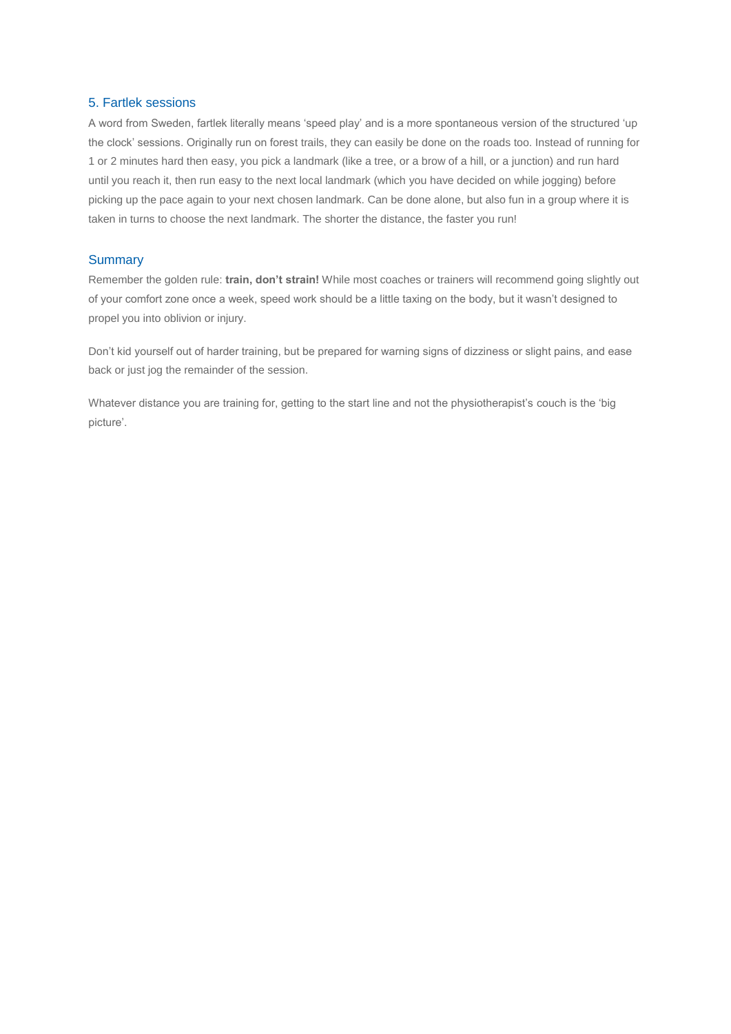## 5. Fartlek sessions

A word from Sweden, fartlek literally means 'speed play' and is a more spontaneous version of the structured 'up the clock' sessions. Originally run on forest trails, they can easily be done on the roads too. Instead of running for 1 or 2 minutes hard then easy, you pick a landmark (like a tree, or a brow of a hill, or a junction) and run hard until you reach it, then run easy to the next local landmark (which you have decided on while jogging) before picking up the pace again to your next chosen landmark. Can be done alone, but also fun in a group where it is taken in turns to choose the next landmark. The shorter the distance, the faster you run!

## Summary

Remember the golden rule: **train, don't strain!** While most coaches or trainers will recommend going slightly out of your comfort zone once a week, speed work should be a little taxing on the body, but it wasn't designed to propel you into oblivion or injury.

Don't kid yourself out of harder training, but be prepared for warning signs of dizziness or slight pains, and ease back or just jog the remainder of the session.

Whatever distance you are training for, getting to the start line and not the physiotherapist's couch is the 'big picture'.